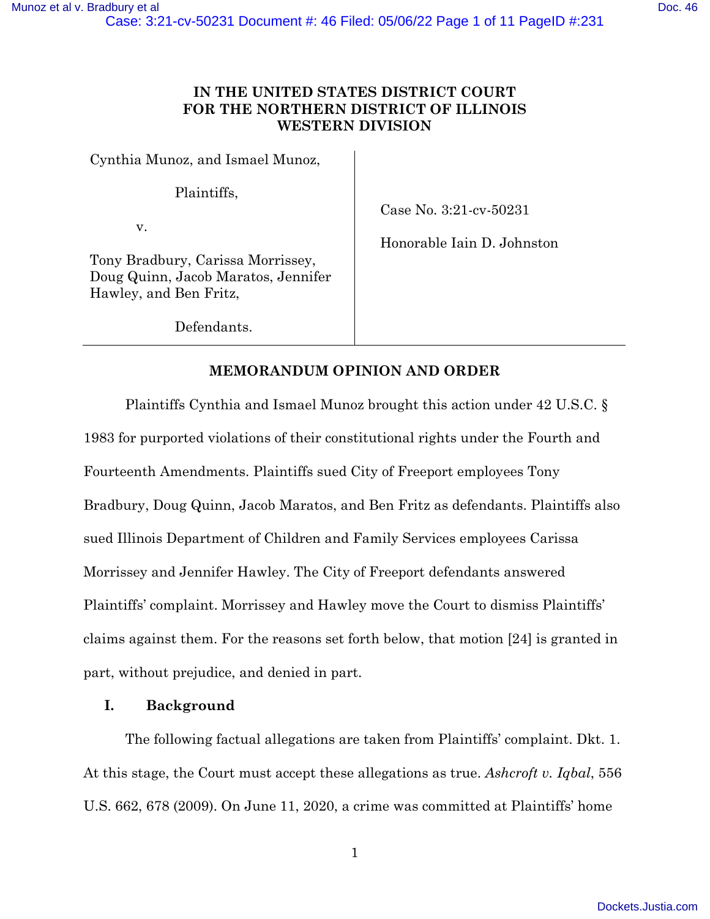# IN THE UNITED STATES DISTRICT COURT
# FOR THE NORTHERN DISTRICT OF ILLINOIS
# WESTERN DIVISION

| | |
|---|---|
| Cynthia Munoz, and Ismael Munoz,<br><br>Plaintiffs,<br><br>v.<br><br>Tony Bradbury, Carissa Morrissey, Doug Quinn, Jacob Maratos, Jennifer Hawley, and Ben Fritz,<br><br>Defendants. | Case No. 3:21-cv-50231<br><br>Honorable Iain D. Johnston |

## MEMORANDUM OPINION AND ORDER

Plaintiffs Cynthia and Ismael Munoz brought this action under 42 U.S.C. § 1983 for purported violations of their constitutional rights under the Fourth and Fourteenth Amendments. Plaintiffs sued City of Freeport employees Tony Bradbury, Doug Quinn, Jacob Maratos, and Ben Fritz as defendants. Plaintiffs also sued Illinois Department of Children and Family Services employees Carissa Morrissey and Jennifer Hawley. The City of Freeport defendants answered Plaintiffs' complaint. Morrissey and Hawley move the Court to dismiss Plaintiffs' claims against them. For the reasons set forth below, that motion [24] is granted in part, without prejudice, and denied in part.

## I. Background

The following factual allegations are taken from Plaintiffs' complaint. Dkt. 1. At this stage, the Court must accept these allegations as true. *Ashcroft v. Iqbal*, 556 U.S. 662, 678 (2009). On June 11, 2020, a crime was committed at Plaintiffs' home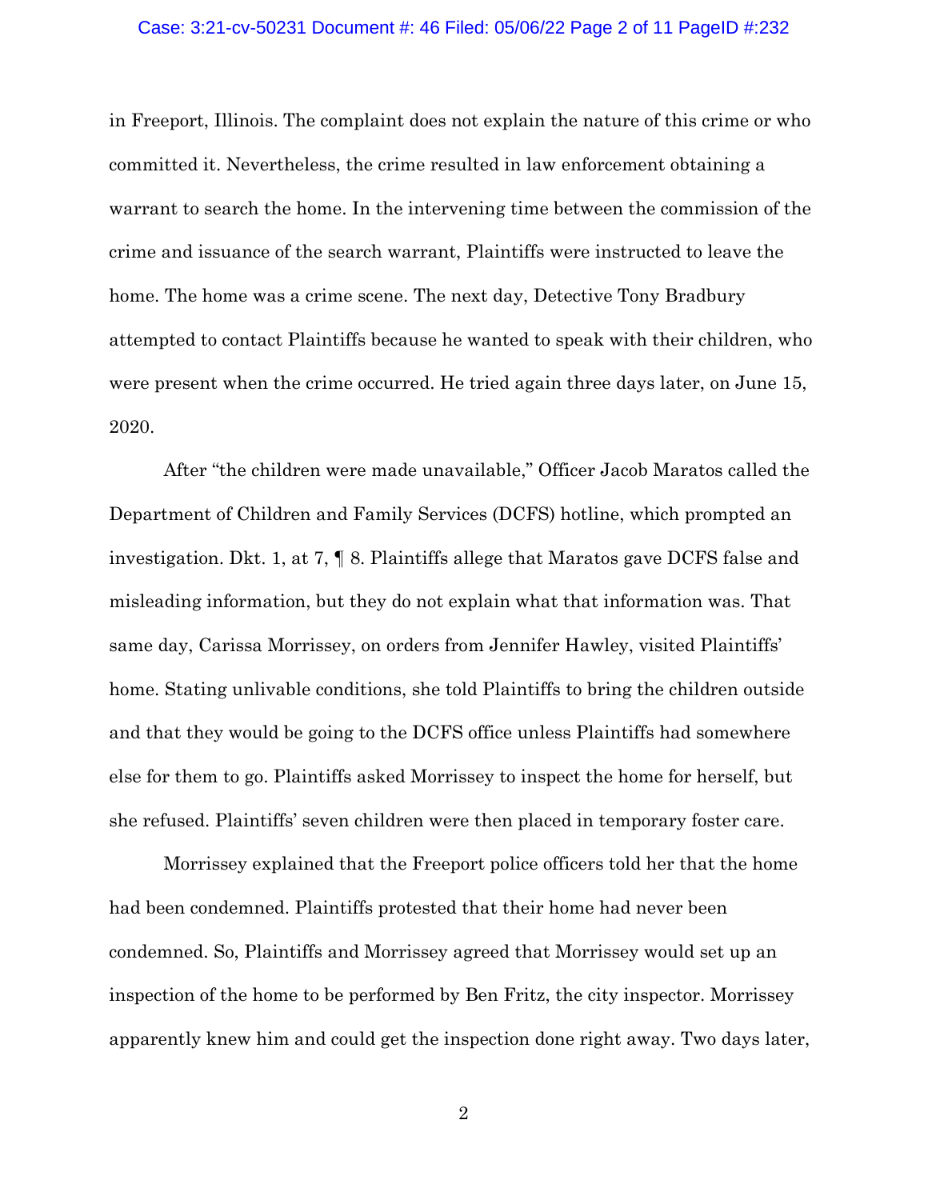in Freeport, Illinois. The complaint does not explain the nature of this crime or who committed it. Nevertheless, the crime resulted in law enforcement obtaining a warrant to search the home. In the intervening time between the commission of the crime and issuance of the search warrant, Plaintiffs were instructed to leave the home. The home was a crime scene. The next day, Detective Tony Bradbury attempted to contact Plaintiffs because he wanted to speak with their children, who were present when the crime occurred. He tried again three days later, on June 15, 2020.

After "the children were made unavailable," Officer Jacob Maratos called the Department of Children and Family Services (DCFS) hotline, which prompted an investigation. Dkt. 1, at 7, ¶ 8. Plaintiffs allege that Maratos gave DCFS false and misleading information, but they do not explain what that information was. That same day, Carissa Morrissey, on orders from Jennifer Hawley, visited Plaintiffs' home. Stating unlivable conditions, she told Plaintiffs to bring the children outside and that they would be going to the DCFS office unless Plaintiffs had somewhere else for them to go. Plaintiffs asked Morrissey to inspect the home for herself, but she refused. Plaintiffs' seven children were then placed in temporary foster care.

Morrissey explained that the Freeport police officers told her that the home had been condemned. Plaintiffs protested that their home had never been condemned. So, Plaintiffs and Morrissey agreed that Morrissey would set up an inspection of the home to be performed by Ben Fritz, the city inspector. Morrissey apparently knew him and could get the inspection done right away. Two days later,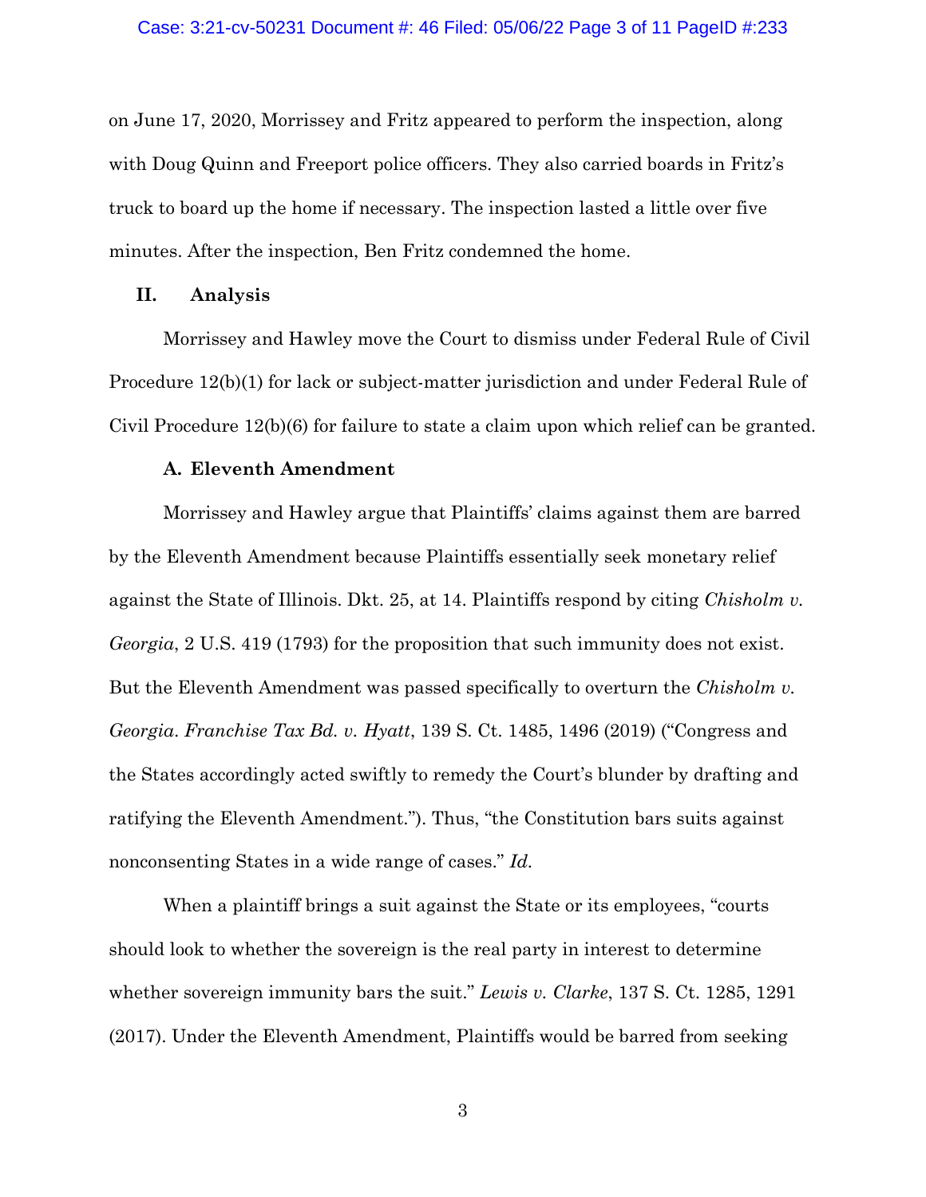on June 17, 2020, Morrissey and Fritz appeared to perform the inspection, along with Doug Quinn and Freeport police officers. They also carried boards in Fritz's truck to board up the home if necessary. The inspection lasted a little over five minutes. After the inspection, Ben Fritz condemned the home.

## II. Analysis

Morrissey and Hawley move the Court to dismiss under Federal Rule of Civil Procedure 12(b)(1) for lack or subject-matter jurisdiction and under Federal Rule of Civil Procedure 12(b)(6) for failure to state a claim upon which relief can be granted.

### A. Eleventh Amendment

Morrissey and Hawley argue that Plaintiffs' claims against them are barred by the Eleventh Amendment because Plaintiffs essentially seek monetary relief against the State of Illinois. Dkt. 25, at 14. Plaintiffs respond by citing *Chisholm v. Georgia*, 2 U.S. 419 (1793) for the proposition that such immunity does not exist. But the Eleventh Amendment was passed specifically to overturn the *Chisholm v. Georgia*. *Franchise Tax Bd. v. Hyatt*, 139 S. Ct. 1485, 1496 (2019) ("Congress and the States accordingly acted swiftly to remedy the Court's blunder by drafting and ratifying the Eleventh Amendment."). Thus, "the Constitution bars suits against nonconsenting States in a wide range of cases." *Id.*

When a plaintiff brings a suit against the State or its employees, "courts should look to whether the sovereign is the real party in interest to determine whether sovereign immunity bars the suit." *Lewis v. Clarke*, 137 S. Ct. 1285, 1291 (2017). Under the Eleventh Amendment, Plaintiffs would be barred from seeking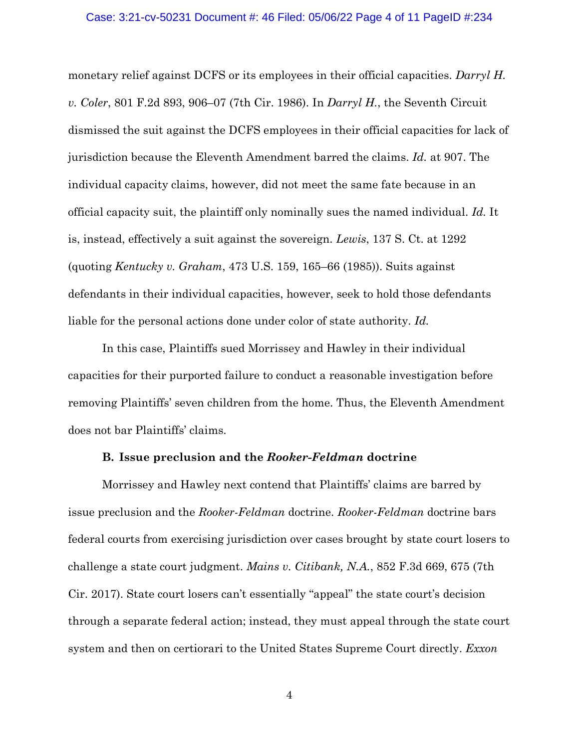monetary relief against DCFS or its employees in their official capacities. *Darryl H. v. Coler*, 801 F.2d 893, 906–07 (7th Cir. 1986). In *Darryl H.*, the Seventh Circuit dismissed the suit against the DCFS employees in their official capacities for lack of jurisdiction because the Eleventh Amendment barred the claims. *Id.* at 907. The individual capacity claims, however, did not meet the same fate because in an official capacity suit, the plaintiff only nominally sues the named individual. *Id.* It is, instead, effectively a suit against the sovereign. *Lewis*, 137 S. Ct. at 1292 (quoting *Kentucky v. Graham*, 473 U.S. 159, 165–66 (1985)). Suits against defendants in their individual capacities, however, seek to hold those defendants liable for the personal actions done under color of state authority. *Id.*

In this case, Plaintiffs sued Morrissey and Hawley in their individual capacities for their purported failure to conduct a reasonable investigation before removing Plaintiffs' seven children from the home. Thus, the Eleventh Amendment does not bar Plaintiffs' claims.

### B. Issue preclusion and the *Rooker-Feldman* doctrine

Morrissey and Hawley next contend that Plaintiffs' claims are barred by issue preclusion and the *Rooker-Feldman* doctrine. *Rooker-Feldman* doctrine bars federal courts from exercising jurisdiction over cases brought by state court losers to challenge a state court judgment. *Mains v. Citibank, N.A.*, 852 F.3d 669, 675 (7th Cir. 2017). State court losers can't essentially "appeal" the state court's decision through a separate federal action; instead, they must appeal through the state court system and then on certiorari to the United States Supreme Court directly. *Exxon*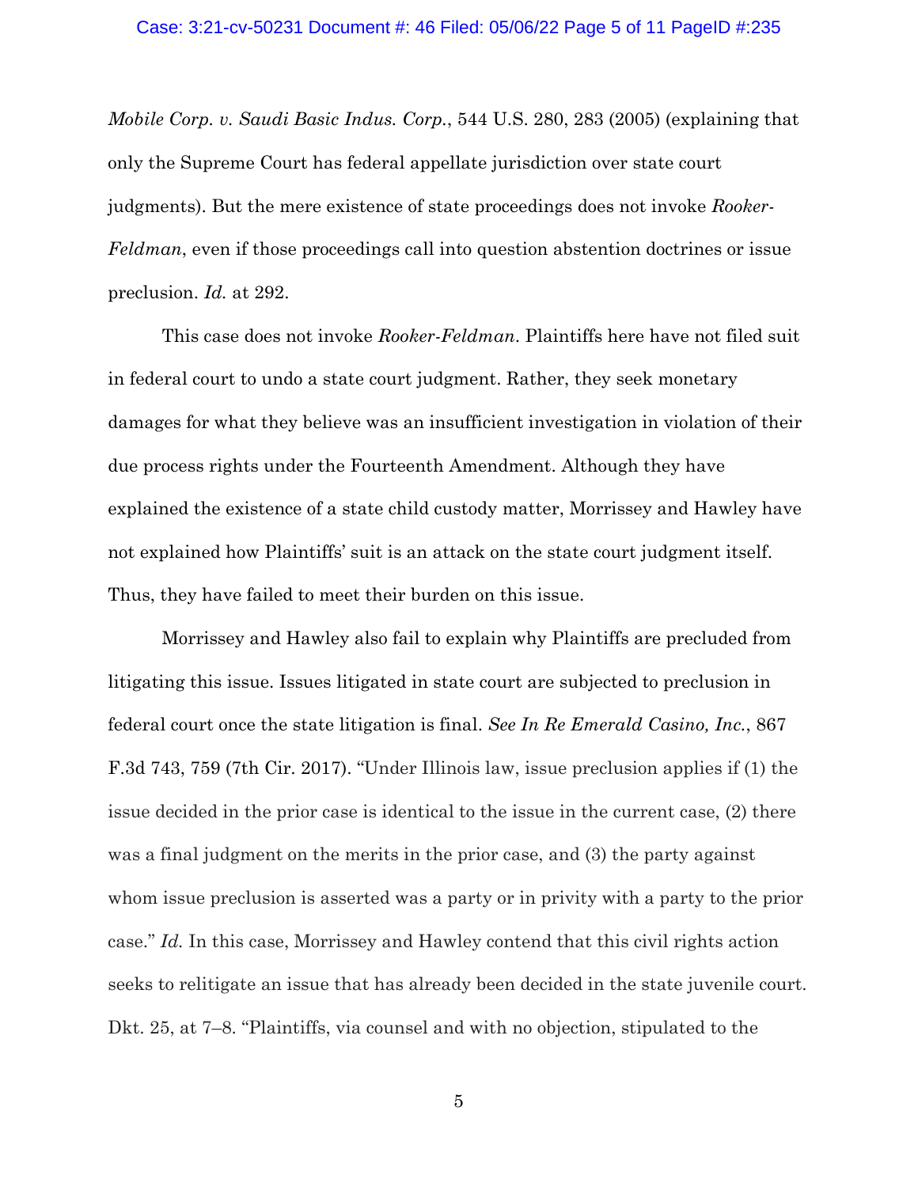*Mobile Corp. v. Saudi Basic Indus. Corp.*, 544 U.S. 280, 283 (2005) (explaining that only the Supreme Court has federal appellate jurisdiction over state court judgments). But the mere existence of state proceedings does not invoke *Rooker-Feldman*, even if those proceedings call into question abstention doctrines or issue preclusion. *Id.* at 292.

This case does not invoke *Rooker-Feldman*. Plaintiffs here have not filed suit in federal court to undo a state court judgment. Rather, they seek monetary damages for what they believe was an insufficient investigation in violation of their due process rights under the Fourteenth Amendment. Although they have explained the existence of a state child custody matter, Morrissey and Hawley have not explained how Plaintiffs' suit is an attack on the state court judgment itself. Thus, they have failed to meet their burden on this issue.

Morrissey and Hawley also fail to explain why Plaintiffs are precluded from litigating this issue. Issues litigated in state court are subjected to preclusion in federal court once the state litigation is final. *See In Re Emerald Casino, Inc.*, 867 F.3d 743, 759 (7th Cir. 2017). "Under Illinois law, issue preclusion applies if (1) the issue decided in the prior case is identical to the issue in the current case, (2) there was a final judgment on the merits in the prior case, and (3) the party against whom issue preclusion is asserted was a party or in privity with a party to the prior case." *Id.* In this case, Morrissey and Hawley contend that this civil rights action seeks to relitigate an issue that has already been decided in the state juvenile court. Dkt. 25, at 7–8. "Plaintiffs, via counsel and with no objection, stipulated to the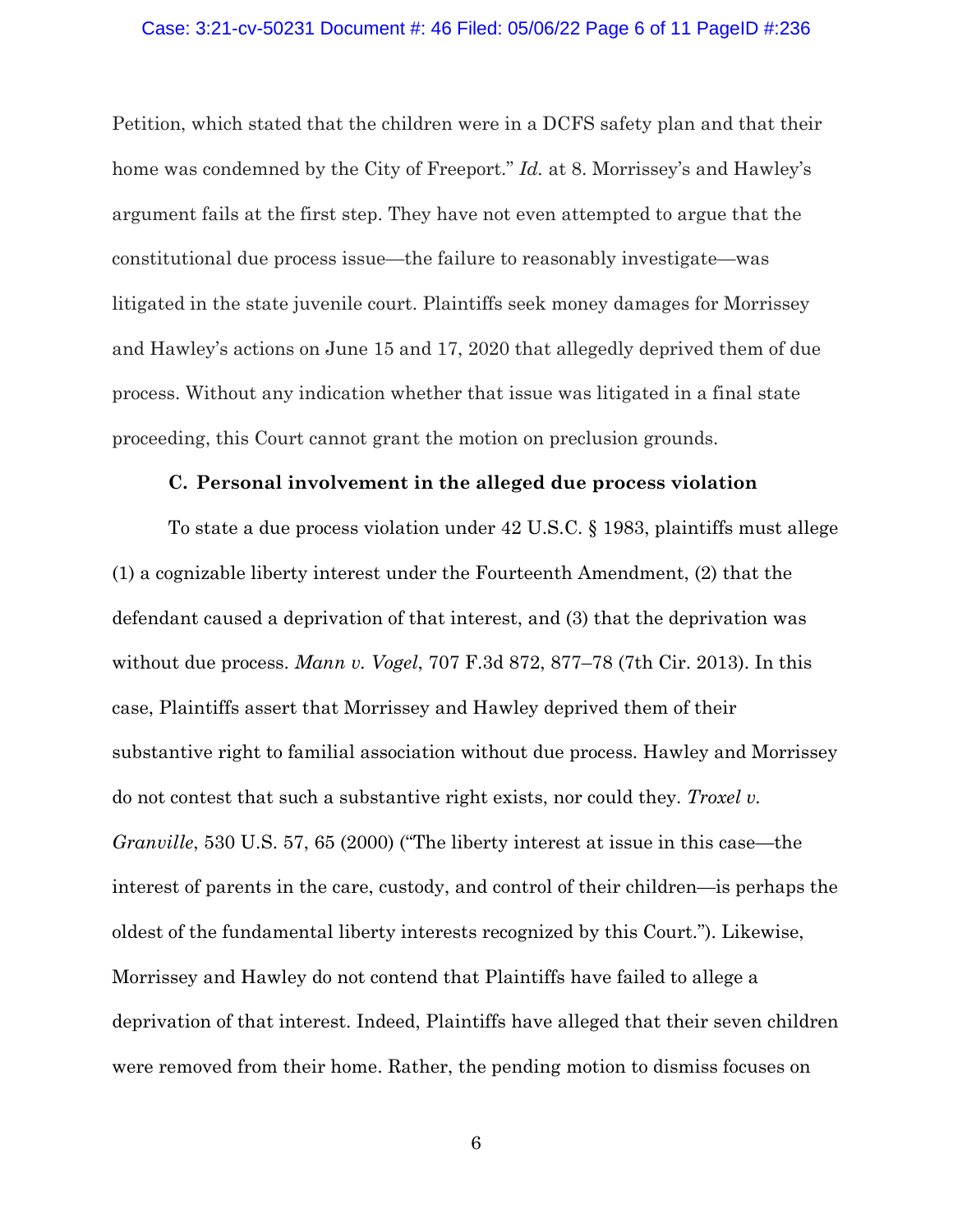Petition, which stated that the children were in a DCFS safety plan and that their home was condemned by the City of Freeport." *Id.* at 8. Morrissey's and Hawley's argument fails at the first step. They have not even attempted to argue that the constitutional due process issue—the failure to reasonably investigate—was litigated in the state juvenile court. Plaintiffs seek money damages for Morrissey and Hawley's actions on June 15 and 17, 2020 that allegedly deprived them of due process. Without any indication whether that issue was litigated in a final state proceeding, this Court cannot grant the motion on preclusion grounds.

### C. Personal involvement in the alleged due process violation

To state a due process violation under 42 U.S.C. § 1983, plaintiffs must allege (1) a cognizable liberty interest under the Fourteenth Amendment, (2) that the defendant caused a deprivation of that interest, and (3) that the deprivation was without due process. *Mann v. Vogel*, 707 F.3d 872, 877–78 (7th Cir. 2013). In this case, Plaintiffs assert that Morrissey and Hawley deprived them of their substantive right to familial association without due process. Hawley and Morrissey do not contest that such a substantive right exists, nor could they. *Troxel v. Granville*, 530 U.S. 57, 65 (2000) ("The liberty interest at issue in this case—the interest of parents in the care, custody, and control of their children—is perhaps the oldest of the fundamental liberty interests recognized by this Court."). Likewise, Morrissey and Hawley do not contend that Plaintiffs have failed to allege a deprivation of that interest. Indeed, Plaintiffs have alleged that their seven children were removed from their home. Rather, the pending motion to dismiss focuses on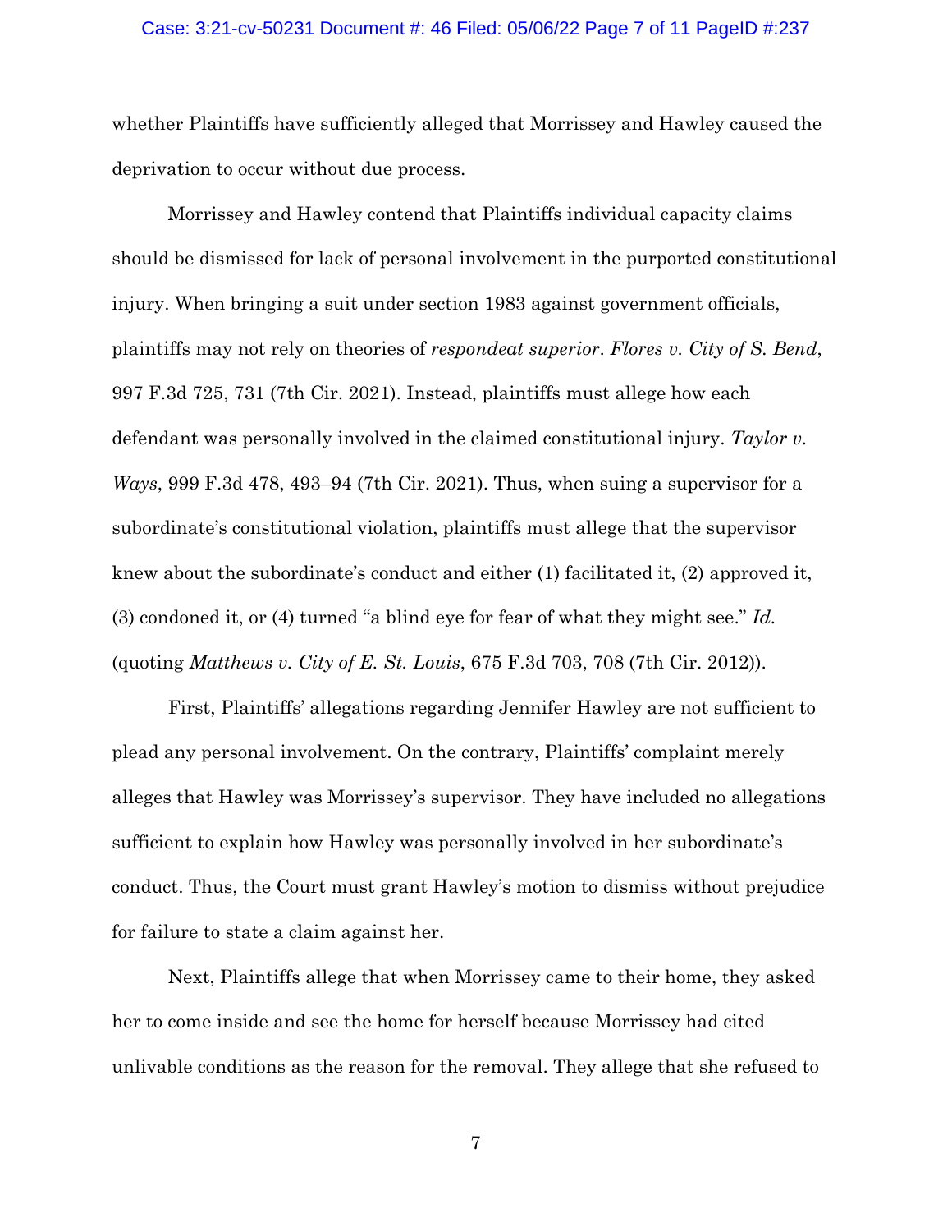whether Plaintiffs have sufficiently alleged that Morrissey and Hawley caused the deprivation to occur without due process.

Morrissey and Hawley contend that Plaintiffs individual capacity claims should be dismissed for lack of personal involvement in the purported constitutional injury. When bringing a suit under section 1983 against government officials, plaintiffs may not rely on theories of *respondeat superior*. *Flores v. City of S. Bend*, 997 F.3d 725, 731 (7th Cir. 2021). Instead, plaintiffs must allege how each defendant was personally involved in the claimed constitutional injury. *Taylor v. Ways*, 999 F.3d 478, 493–94 (7th Cir. 2021). Thus, when suing a supervisor for a subordinate's constitutional violation, plaintiffs must allege that the supervisor knew about the subordinate's conduct and either (1) facilitated it, (2) approved it, (3) condoned it, or (4) turned "a blind eye for fear of what they might see." *Id.* (quoting *Matthews v. City of E. St. Louis*, 675 F.3d 703, 708 (7th Cir. 2012)).

First, Plaintiffs' allegations regarding Jennifer Hawley are not sufficient to plead any personal involvement. On the contrary, Plaintiffs' complaint merely alleges that Hawley was Morrissey's supervisor. They have included no allegations sufficient to explain how Hawley was personally involved in her subordinate's conduct. Thus, the Court must grant Hawley's motion to dismiss without prejudice for failure to state a claim against her.

Next, Plaintiffs allege that when Morrissey came to their home, they asked her to come inside and see the home for herself because Morrissey had cited unlivable conditions as the reason for the removal. They allege that she refused to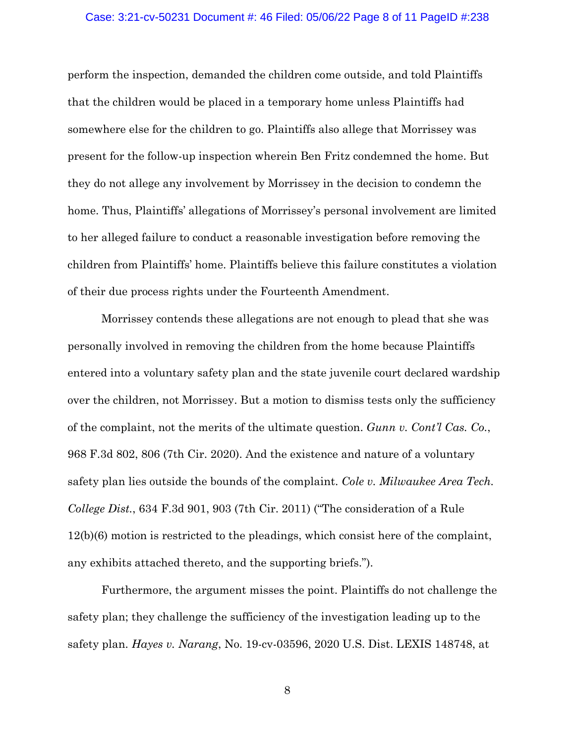perform the inspection, demanded the children come outside, and told Plaintiffs that the children would be placed in a temporary home unless Plaintiffs had somewhere else for the children to go. Plaintiffs also allege that Morrissey was present for the follow-up inspection wherein Ben Fritz condemned the home. But they do not allege any involvement by Morrissey in the decision to condemn the home. Thus, Plaintiffs' allegations of Morrissey's personal involvement are limited to her alleged failure to conduct a reasonable investigation before removing the children from Plaintiffs' home. Plaintiffs believe this failure constitutes a violation of their due process rights under the Fourteenth Amendment.

Morrissey contends these allegations are not enough to plead that she was personally involved in removing the children from the home because Plaintiffs entered into a voluntary safety plan and the state juvenile court declared wardship over the children, not Morrissey. But a motion to dismiss tests only the sufficiency of the complaint, not the merits of the ultimate question. *Gunn v. Cont'l Cas. Co.*, 968 F.3d 802, 806 (7th Cir. 2020). And the existence and nature of a voluntary safety plan lies outside the bounds of the complaint. *Cole v. Milwaukee Area Tech. College Dist.*, 634 F.3d 901, 903 (7th Cir. 2011) ("The consideration of a Rule 12(b)(6) motion is restricted to the pleadings, which consist here of the complaint, any exhibits attached thereto, and the supporting briefs.").

Furthermore, the argument misses the point. Plaintiffs do not challenge the safety plan; they challenge the sufficiency of the investigation leading up to the safety plan. *Hayes v. Narang*, No. 19-cv-03596, 2020 U.S. Dist. LEXIS 148748, at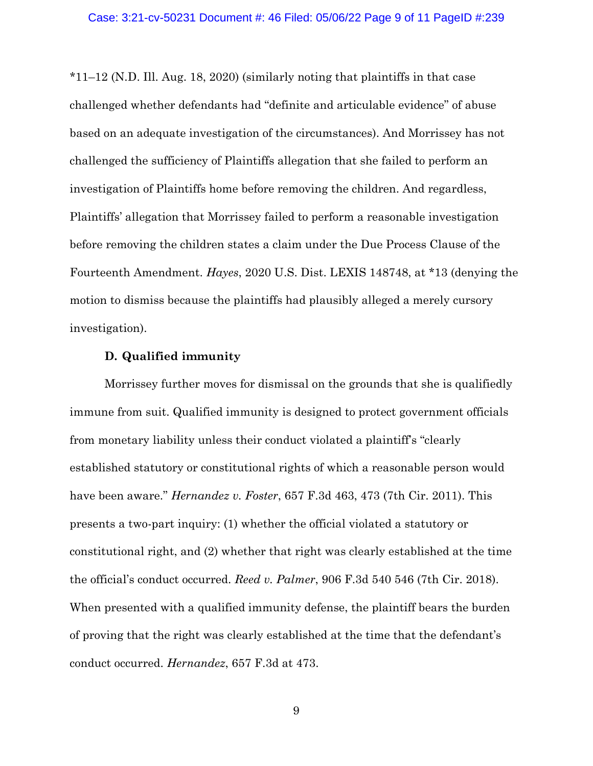*11–12 (N.D. Ill. Aug. 18, 2020) (similarly noting that plaintiffs in that case challenged whether defendants had "definite and articulable evidence" of abuse based on an adequate investigation of the circumstances). And Morrissey has not challenged the sufficiency of Plaintiffs allegation that she failed to perform an investigation of Plaintiffs home before removing the children. And regardless, Plaintiffs' allegation that Morrissey failed to perform a reasonable investigation before removing the children states a claim under the Due Process Clause of the Fourteenth Amendment. *Hayes*, 2020 U.S. Dist. LEXIS 148748, at *13 (denying the motion to dismiss because the plaintiffs had plausibly alleged a merely cursory investigation).

**D. Qualified immunity**

Morrissey further moves for dismissal on the grounds that she is qualifiedly immune from suit. Qualified immunity is designed to protect government officials from monetary liability unless their conduct violated a plaintiff's "clearly established statutory or constitutional rights of which a reasonable person would have been aware." *Hernandez v. Foster*, 657 F.3d 463, 473 (7th Cir. 2011). This presents a two-part inquiry: (1) whether the official violated a statutory or constitutional right, and (2) whether that right was clearly established at the time the official's conduct occurred. *Reed v. Palmer*, 906 F.3d 540 546 (7th Cir. 2018). When presented with a qualified immunity defense, the plaintiff bears the burden of proving that the right was clearly established at the time that the defendant's conduct occurred. *Hernandez*, 657 F.3d at 473.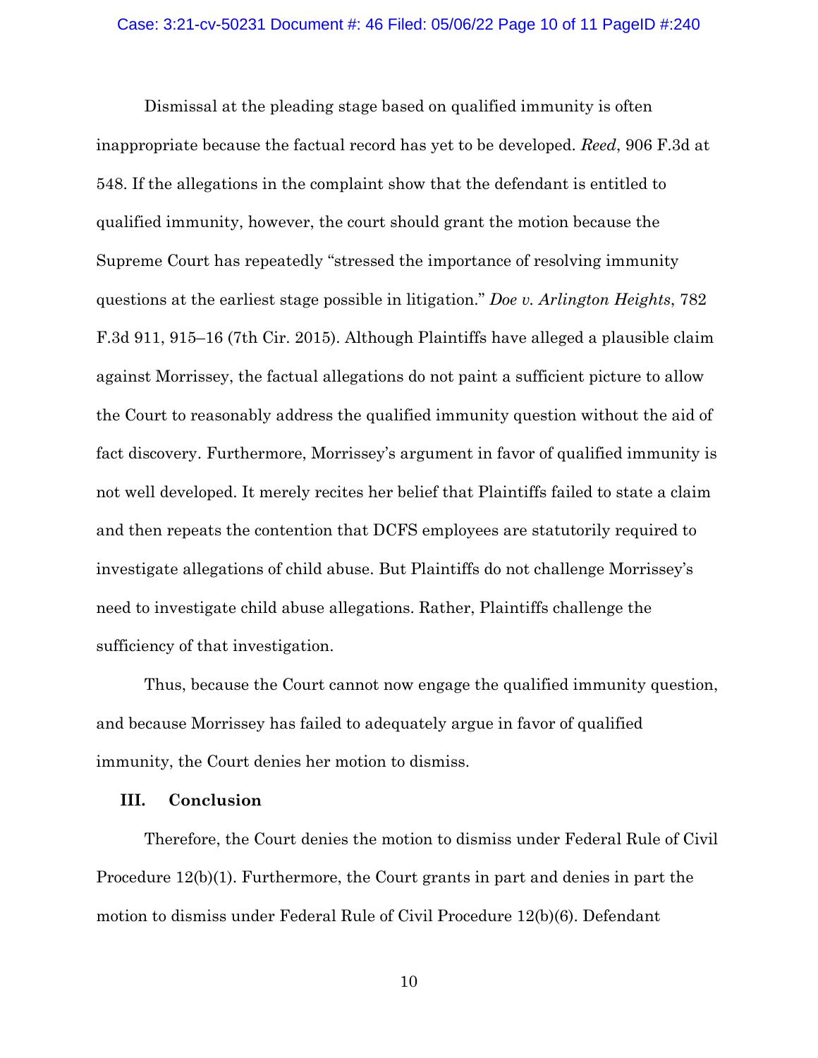Dismissal at the pleading stage based on qualified immunity is often inappropriate because the factual record has yet to be developed. *Reed*, 906 F.3d at 548. If the allegations in the complaint show that the defendant is entitled to qualified immunity, however, the court should grant the motion because the Supreme Court has repeatedly "stressed the importance of resolving immunity questions at the earliest stage possible in litigation." *Doe v. Arlington Heights*, 782 F.3d 911, 915–16 (7th Cir. 2015). Although Plaintiffs have alleged a plausible claim against Morrissey, the factual allegations do not paint a sufficient picture to allow the Court to reasonably address the qualified immunity question without the aid of fact discovery. Furthermore, Morrissey's argument in favor of qualified immunity is not well developed. It merely recites her belief that Plaintiffs failed to state a claim and then repeats the contention that DCFS employees are statutorily required to investigate allegations of child abuse. But Plaintiffs do not challenge Morrissey's need to investigate child abuse allegations. Rather, Plaintiffs challenge the sufficiency of that investigation.

Thus, because the Court cannot now engage the qualified immunity question, and because Morrissey has failed to adequately argue in favor of qualified immunity, the Court denies her motion to dismiss.

## III. Conclusion

Therefore, the Court denies the motion to dismiss under Federal Rule of Civil Procedure 12(b)(1). Furthermore, the Court grants in part and denies in part the motion to dismiss under Federal Rule of Civil Procedure 12(b)(6). Defendant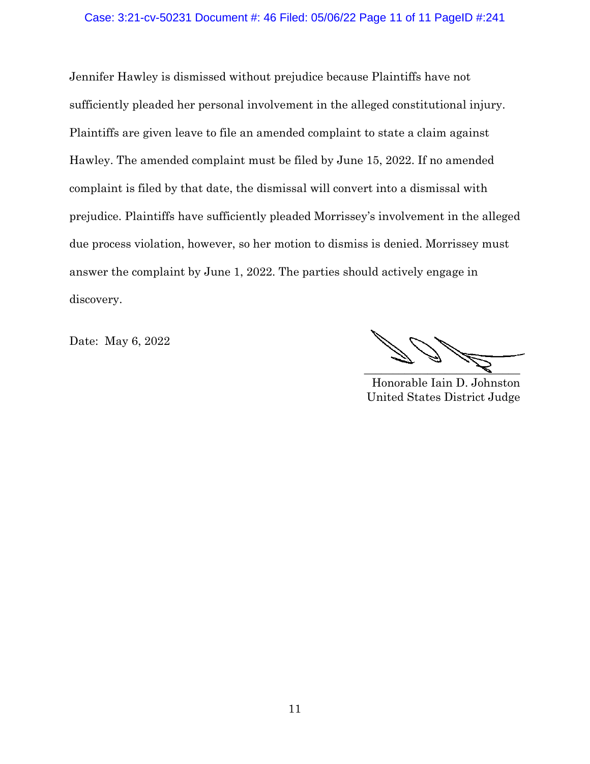Jennifer Hawley is dismissed without prejudice because Plaintiffs have not sufficiently pleaded her personal involvement in the alleged constitutional injury. Plaintiffs are given leave to file an amended complaint to state a claim against Hawley. The amended complaint must be filed by June 15, 2022. If no amended complaint is filed by that date, the dismissal will convert into a dismissal with prejudice. Plaintiffs have sufficiently pleaded Morrissey's involvement in the alleged due process violation, however, so her motion to dismiss is denied. Morrissey must answer the complaint by June 1, 2022. The parties should actively engage in discovery.

Date: May 6, 2022

Honorable Iain D. Johnston
United States District Judge